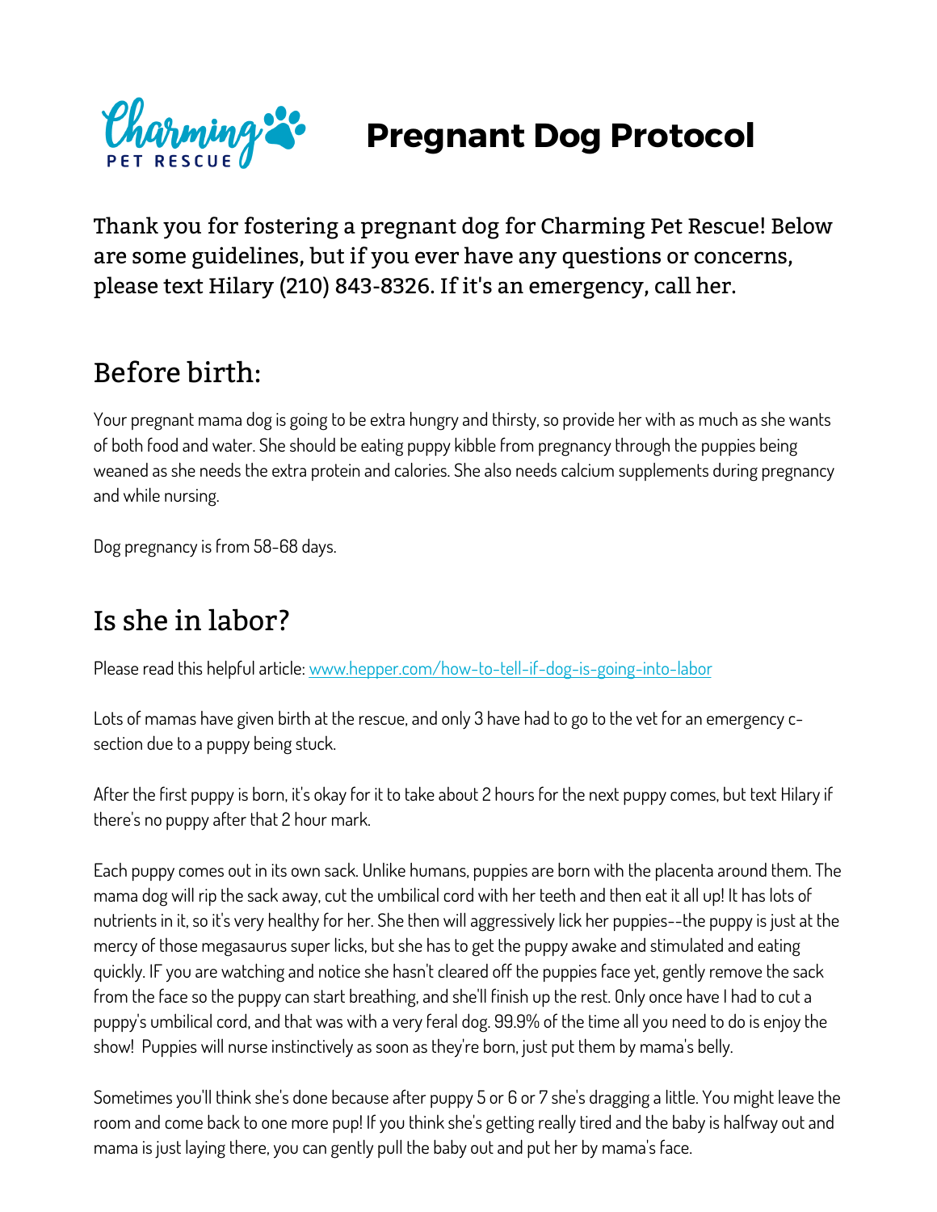# Pregnant Dog Protocol

Thank you for fostering a pregnant dog for Charming Pet Rescue! Below are some guidelines, but if you ever have any questions or concerns, please text Hilary (210) 843-8326. If it's an emergency, call her.

## Before birth:

Your pregnant mama dog is going to be extra hungry and thirsty, so provide her with as much as she wants of both food and water. She should be eating puppy kibble from pregnancy through the puppies being weaned as she needs the extra protein and calories. She also needs calcium supplements during pregnancy and while nursing.

Dog pregnancy is from 58-68 days.

## Is she in labor?

Please read this helpful article: [www.hepper.com/how-to-tell-if-dog-is-going-into-labor](www.hepper.com/how-to-tell-if-dog-is-going-into-labor)

Lots of mamas have given birth at the rescue, and only 3 have had to go to the vet for an emergency c-section due to a puppy being stuck.

After the first puppy is born, it's okay for it to take about 2 hours for the next puppy comes, but text Hilary if there's no puppy after that 2 hour mark.

Each puppy comes out in its own sack. Unlike humans, puppies are born with the placenta around them. The mama dog will rip the sack away, cut the umbilical cord with her teeth and then eat it all up! It has lots of nutrients in it, so it's very healthy for her. She then will aggressively lick her puppies--the puppy is just at the mercy of those megasaurus super licks, but she has to get the puppy awake and stimulated and eating quickly. IF you are watching and notice she hasn't cleared off the puppies face yet, gently remove the sack from the face so the puppy can start breathing, and she'll finish up the rest. Only once have I had to cut a puppy's umbilical cord, and that was with a very feral dog. 99.9% of the time all you need to do is enjoy the show! Puppies will nurse instinctively as soon as they're born, just put them by mama's belly.

Sometimes you'll think she's done because after puppy 5 or 6 or 7 she's dragging a little. You might leave the room and come back to one more pup! If you think she's getting really tired and the baby is halfway out and mama is just laying there, you can gently pull the baby out and put her by mama's face.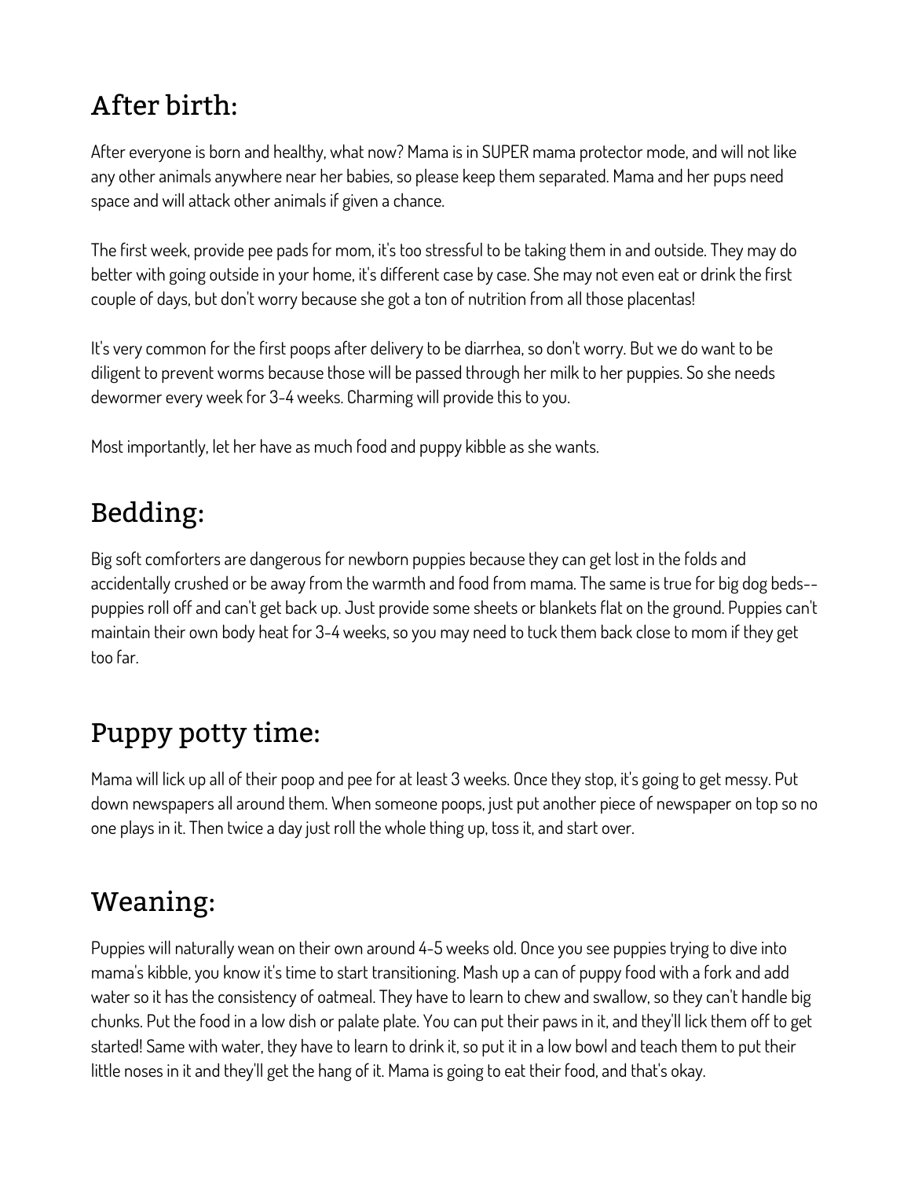## After birth:

After everyone is born and healthy, what now? Mama is in SUPER mama protector mode, and will not like any other animals anywhere near her babies, so please keep them separated. Mama and her pups need space and will attack other animals if given a chance.

The first week, provide pee pads for mom, it's too stressful to be taking them in and outside. They may do better with going outside in your home, it's different case by case. She may not even eat or drink the first couple of days, but don't worry because she got a ton of nutrition from all those placentas!

It's very common for the first poops after delivery to be diarrhea, so don't worry. But we do want to be diligent to prevent worms because those will be passed through her milk to her puppies. So she needs dewormer every week for 3-4 weeks. Charming will provide this to you.

Most importantly, let her have as much food and puppy kibble as she wants.

## Bedding:

Big soft comforters are dangerous for newborn puppies because they can get lost in the folds and accidentally crushed or be away from the warmth and food from mama. The same is true for big dog beds--puppies roll off and can't get back up. Just provide some sheets or blankets flat on the ground. Puppies can't maintain their own body heat for 3-4 weeks, so you may need to tuck them back close to mom if they get too far.

## Puppy potty time:

Mama will lick up all of their poop and pee for at least 3 weeks. Once they stop, it's going to get messy. Put down newspapers all around them. When someone poops, just put another piece of newspaper on top so no one plays in it. Then twice a day just roll the whole thing up, toss it, and start over.

## Weaning:

Puppies will naturally wean on their own around 4-5 weeks old. Once you see puppies trying to dive into mama's kibble, you know it's time to start transitioning. Mash up a can of puppy food with a fork and add water so it has the consistency of oatmeal. They have to learn to chew and swallow, so they can't handle big chunks. Put the food in a low dish or palate plate. You can put their paws in it, and they'll lick them off to get started! Same with water, they have to learn to drink it, so put it in a low bowl and teach them to put their little noses in it and they'll get the hang of it. Mama is going to eat their food, and that's okay.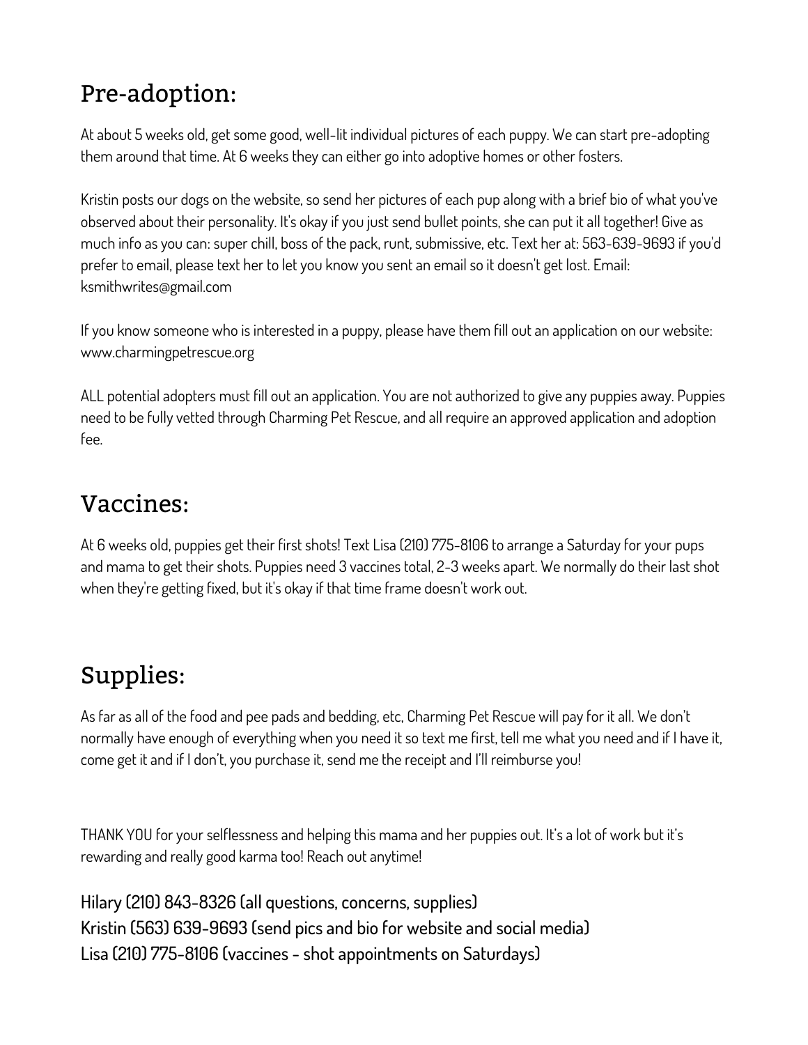## Pre-adoption:

At about 5 weeks old, get some good, well-lit individual pictures of each puppy. We can start pre-adopting them around that time. At 6 weeks they can either go into adoptive homes or other fosters.

Kristin posts our dogs on the website, so send her pictures of each pup along with a brief bio of what you've observed about their personality. It's okay if you just send bullet points, she can put it all together! Give as much info as you can: super chill, boss of the pack, runt, submissive, etc. Text her at: 563-639-9693 if you'd prefer to email, please text her to let you know you sent an email so it doesn't get lost. Email: ksmithwrites@gmail.com

If you know someone who is interested in a puppy, please have them fill out an application on our website: www.charmingpetrescue.org

ALL potential adopters must fill out an application. You are not authorized to give any puppies away. Puppies need to be fully vetted through Charming Pet Rescue, and all require an approved application and adoption fee.

## Vaccines:

At 6 weeks old, puppies get their first shots! Text Lisa (210) 775-8106 to arrange a Saturday for your pups and mama to get their shots. Puppies need 3 vaccines total, 2-3 weeks apart. We normally do their last shot when they're getting fixed, but it's okay if that time frame doesn't work out.

## Supplies:

As far as all of the food and pee pads and bedding, etc, Charming Pet Rescue will pay for it all. We don't normally have enough of everything when you need it so text me first, tell me what you need and if I have it, come get it and if I don't, you purchase it, send me the receipt and I'll reimburse you!

THANK YOU for your selflessness and helping this mama and her puppies out. It's a lot of work but it's rewarding and really good karma too! Reach out anytime!

**Hilary (210) 843-8326 (all questions, concerns, supplies)**
**Kristin (563) 639-9693 (send pics and bio for website and social media)**
**Lisa (210) 775-8106 (vaccines - shot appointments on Saturdays)**